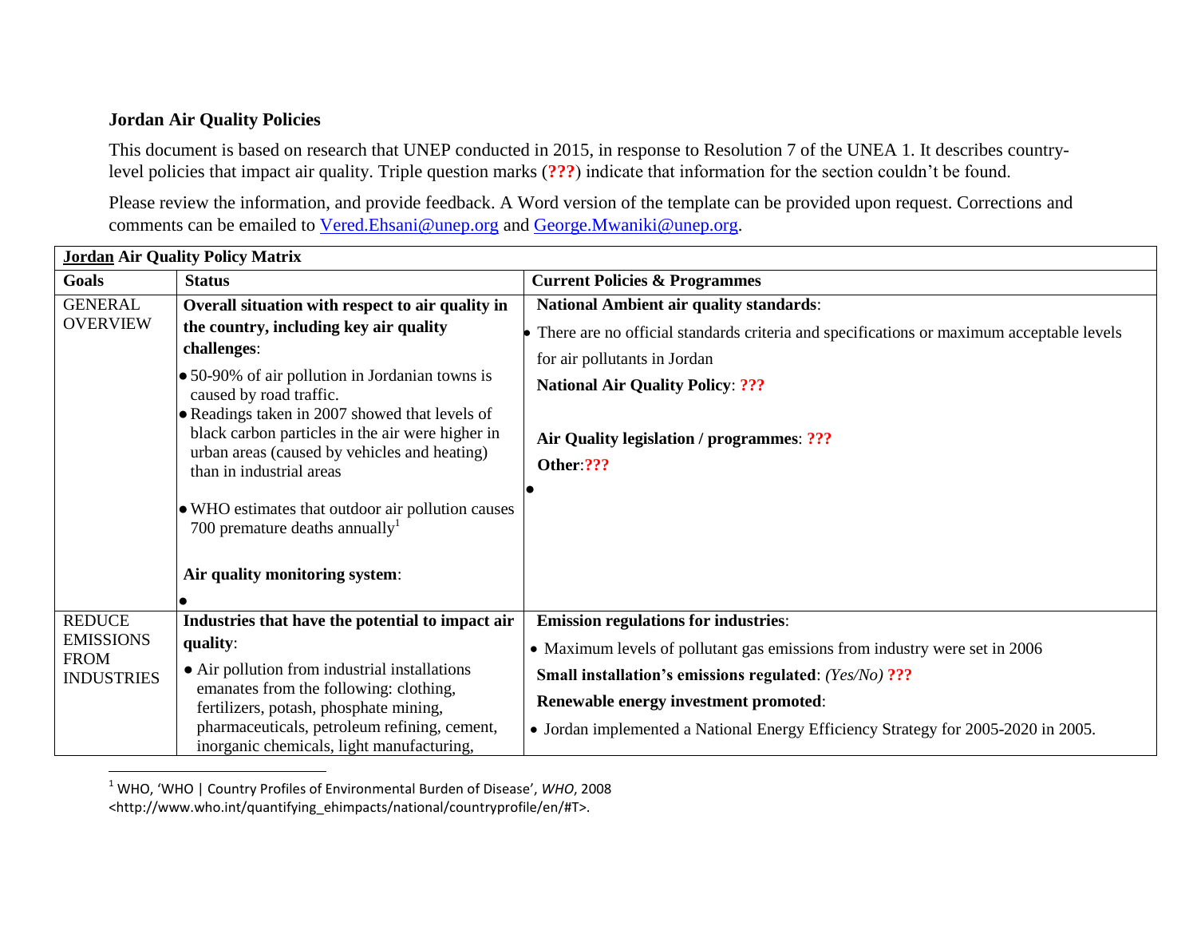**Jordan Air Quality Policies**

This document is based on research that UNEP conducted in 2015, in response to Resolution 7 of the UNEA 1. It describes country-level policies that impact air quality. Triple question marks (**???**) indicate that information for the section couldn't be found.

Please review the information, and provide feedback. A Word version of the template can be provided upon request. Corrections and comments can be emailed to Vered.Ehsani@unep.org and George.Mwaniki@unep.org.

| **Jordan Air Quality Policy Matrix** | | |
|---|---|---|
| **Goals** | **Status** | **Current Policies & Programmes** |
| GENERAL OVERVIEW | **Overall situation with respect to air quality in the country, including key air quality challenges**:<br>• 50-90% of air pollution in Jordanian towns is caused by road traffic.<br>• Readings taken in 2007 showed that levels of black carbon particles in the air were higher in urban areas (caused by vehicles and heating) than in industrial areas<br>• WHO estimates that outdoor air pollution causes 700 premature deaths annually[1]<br>**Air quality monitoring system**:<br>• | **National Ambient air quality standards**:<br>• There are no official standards criteria and specifications or maximum acceptable levels for air pollutants in Jordan<br>**National Air Quality Policy**: **???**<br>**Air Quality legislation / programmes**: **???**<br>**Other**:**???**<br>• |
| REDUCE EMISSIONS FROM INDUSTRIES | **Industries that have the potential to impact air quality**:<br>• Air pollution from industrial installations emanates from the following: clothing, fertilizers, potash, phosphate mining, pharmaceuticals, petroleum refining, cement, inorganic chemicals, light manufacturing, | **Emission regulations for industries**:<br>• Maximum levels of pollutant gas emissions from industry were set in 2006<br>**Small installation's emissions regulated**: *(Yes/No)* **???**<br>**Renewable energy investment promoted**:<br>• Jordan implemented a National Energy Efficiency Strategy for 2005-2020 in 2005. |

[1] WHO, 'WHO | Country Profiles of Environmental Burden of Disease', *WHO*, 2008 <http://www.who.int/quantifying_ehimpacts/national/countryprofile/en/#T>.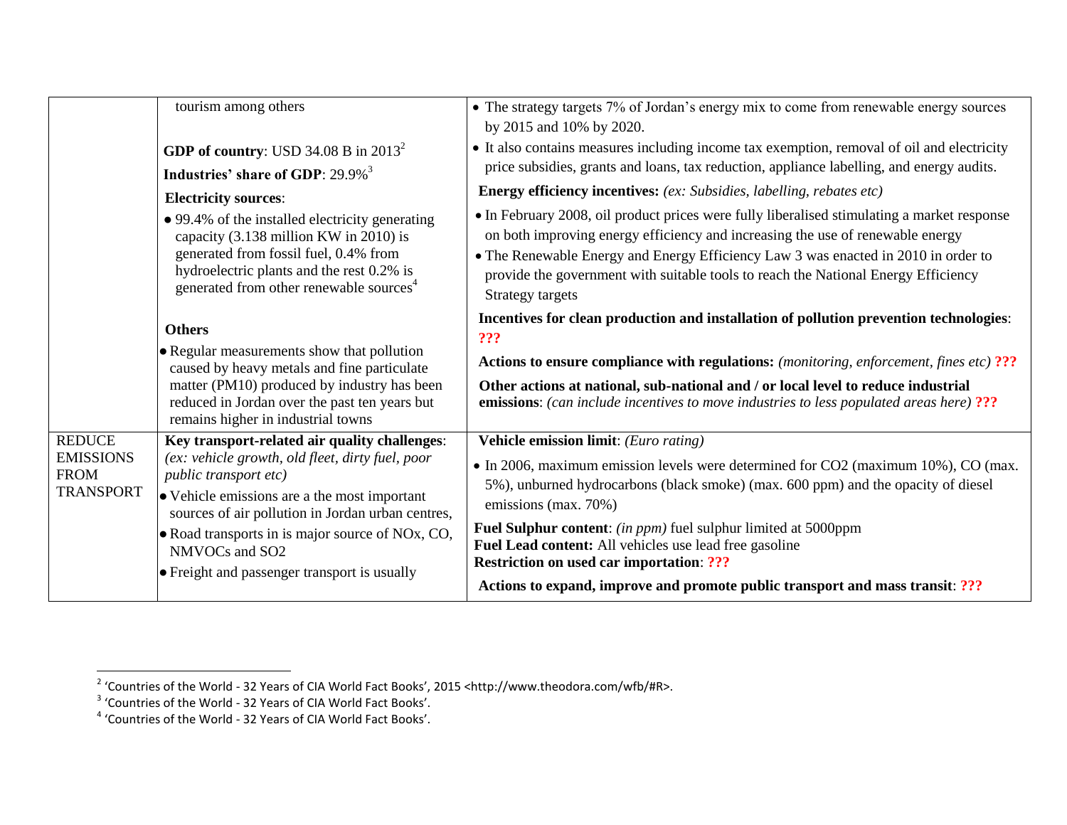| | | |
|---|---|---|
| | tourism among others<br><br>**GDP of country**: USD 34.08 B in 2013[2]<br><br>**Industries' share of GDP**: 29.9%[3]<br><br>**Electricity sources**:<br>• 99.4% of the installed electricity generating capacity (3.138 million KW in 2010) is generated from fossil fuel, 0.4% from hydroelectric plants and the rest 0.2% is generated from other renewable sources[4]<br><br>**Others**<br>• Regular measurements show that pollution caused by heavy metals and fine particulate matter (PM10) produced by industry has been reduced in Jordan over the past ten years but remains higher in industrial towns | • The strategy targets 7% of Jordan's energy mix to come from renewable energy sources by 2015 and 10% by 2020.<br>• It also contains measures including income tax exemption, removal of oil and electricity price subsidies, grants and loans, tax reduction, appliance labelling, and energy audits.<br><br>**Energy efficiency incentives:** *(ex: Subsidies, labelling, rebates etc)*<br>• In February 2008, oil product prices were fully liberalised stimulating a market response on both improving energy efficiency and increasing the use of renewable energy<br>• The Renewable Energy and Energy Efficiency Law 3 was enacted in 2010 in order to provide the government with suitable tools to reach the National Energy Efficiency Strategy targets<br><br>**Incentives for clean production and installation of pollution prevention technologies**: **???**<br><br>**Actions to ensure compliance with regulations:** *(monitoring, enforcement, fines etc)* **???**<br><br>**Other actions at national, sub-national and / or local level to reduce industrial emissions**: *(can include incentives to move industries to less populated areas here)* **???** |
| REDUCE EMISSIONS FROM TRANSPORT | **Key transport-related air quality challenges**: *(ex: vehicle growth, old fleet, dirty fuel, poor public transport etc)*<br>• Vehicle emissions are a the most important sources of air pollution in Jordan urban centres,<br>• Road transports in is major source of NOx, CO, NMVOCs and SO2<br>• Freight and passenger transport is usually | **Vehicle emission limit**: *(Euro rating)*<br>• In 2006, maximum emission levels were determined for CO2 (maximum 10%), CO (max. 5%), unburned hydrocarbons (black smoke) (max. 600 ppm) and the opacity of diesel emissions (max. 70%)<br><br>**Fuel Sulphur content**: *(in ppm)* fuel sulphur limited at 5000ppm<br>**Fuel Lead content:** All vehicles use lead free gasoline<br>**Restriction on used car importation**: **???**<br><br>**Actions to expand, improve and promote public transport and mass transit**: **???** |

[2] 'Countries of the World - 32 Years of CIA World Fact Books', 2015 <http://www.theodora.com/wfb/#R>.
[3] 'Countries of the World - 32 Years of CIA World Fact Books'.
[4] 'Countries of the World - 32 Years of CIA World Fact Books'.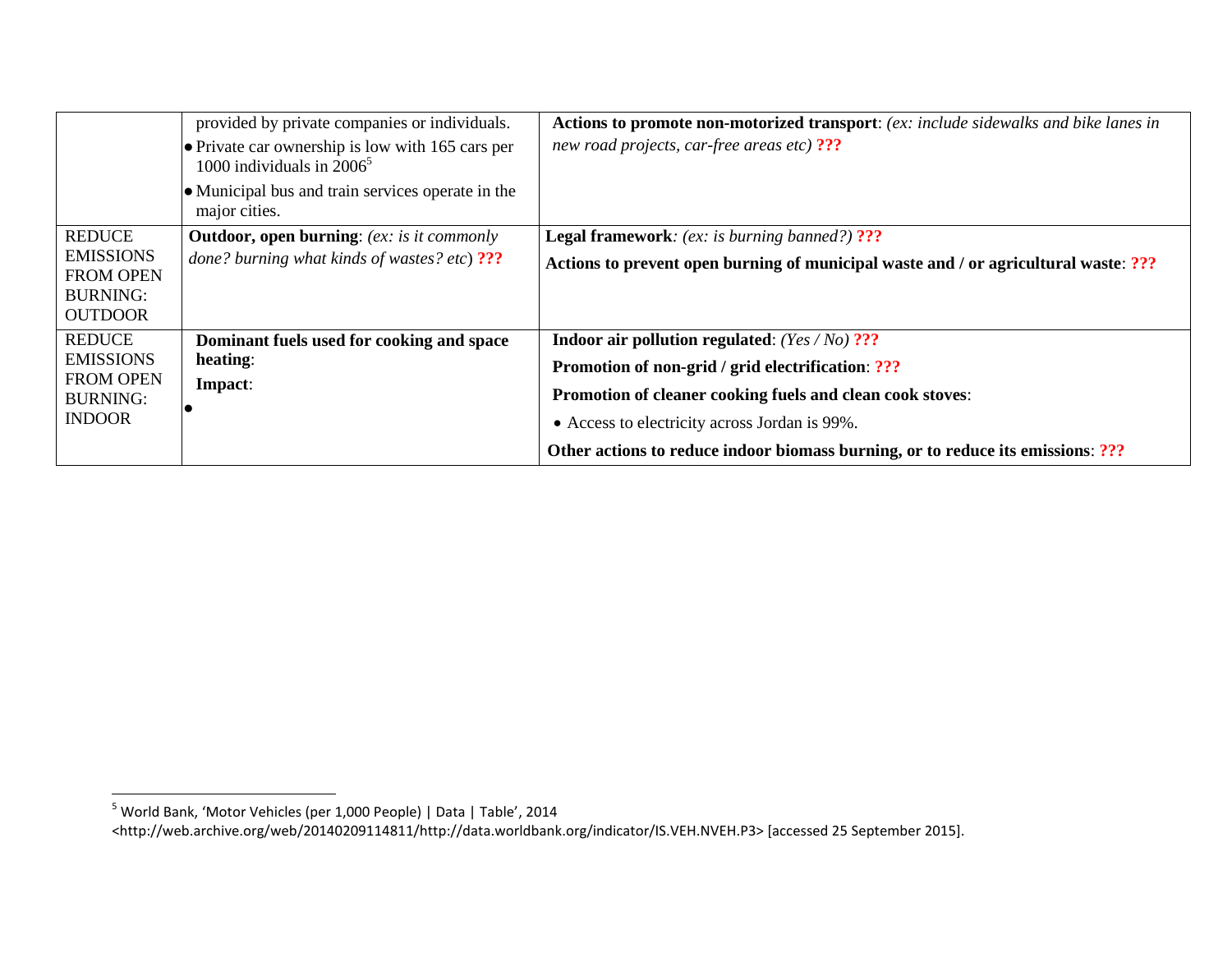| | | |
|---|---|---|
| | provided by private companies or individuals.<br>• Private car ownership is low with 165 cars per 1000 individuals in 2006[5]<br>• Municipal bus and train services operate in the major cities. | **Actions to promote non-motorized transport**: *(ex: include sidewalks and bike lanes in new road projects, car-free areas etc)* **???** |
| REDUCE EMISSIONS FROM OPEN BURNING: OUTDOOR | **Outdoor, open burning**: *(ex: is it commonly done? burning what kinds of wastes? etc)* **???** | **Legal framework**: *(ex: is burning banned?)* **???**<br>**Actions to prevent open burning of municipal waste and / or agricultural waste**: **???** |
| REDUCE EMISSIONS FROM OPEN BURNING: INDOOR | **Dominant fuels used for cooking and space heating**:<br>**Impact**:<br>• | **Indoor air pollution regulated**: *(Yes / No)* **???**<br>**Promotion of non-grid / grid electrification**: **???**<br>**Promotion of cleaner cooking fuels and clean cook stoves**:<br>• Access to electricity across Jordan is 99%.<br>**Other actions to reduce indoor biomass burning, or to reduce its emissions**: **???** |

[5] World Bank, 'Motor Vehicles (per 1,000 People) | Data | Table', 2014 <http://web.archive.org/web/20140209114811/http://data.worldbank.org/indicator/IS.VEH.NVEH.P3> [accessed 25 September 2015].